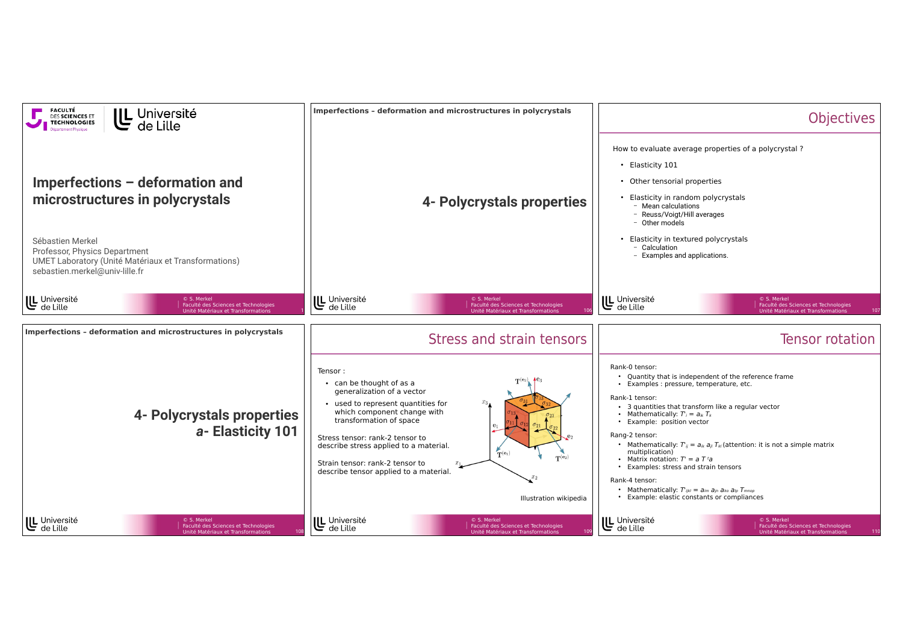# Imperfections – deformation and microstructures in polycrystals

Sébastien Merkel
Professor, Physics Department
UMET Laboratory (Unité Matériaux et Transformations)
sebastien.merkel@univ-lille.fr

---

**Imperfections – deformation and microstructures in polycrystals**

## 4- Polycrystals properties

---

## Objectives

How to evaluate average properties of a polycrystal ?

- Elasticity 101
- Other tensorial properties
- Elasticity in random polycrystals
  - Mean calculations
  - Reuss/Voigt/Hill averages
  - Other models
- Elasticity in textured polycrystals
  - Calculation
  - Examples and applications.

---

**Imperfections – deformation and microstructures in polycrystals**

## 4- Polycrystals properties
## *a*- Elasticity 101

---

## Stress and strain tensors

Tensor :

- can be thought of as a generalization of a vector
- used to represent quantities for which component change with transformation of space

Stress tensor: rank-2 tensor to describe stress applied to a material.

Strain tensor: rank-2 tensor to describe tensor applied to a material.

Illustration wikipedia

---

## Tensor rotation

Rank-0 tensor:

- Quantity that is independent of the reference frame
- Examples : pressure, temperature, etc.

Rank-1 tensor:

- 3 quantities that transform like a regular vector
- Mathematically: $T'_i = a_{ik} T_k$
- Example: position vector

Rang-2 tensor:

- Mathematically: $T'_{ij} = a_{ik} a_{jl} T_{kl}$ (attention: it is not a simple matrix multiplication)
- Matrix notation: $T' = a\, T\, {}^t a$
- Examples: stress and strain tensors

Rank-4 tensor:

- Mathematically: $T'_{ijkl} = a_{im} a_{jn} a_{ko} a_{lp} T_{mnop}$
- Example: elastic constants or compliances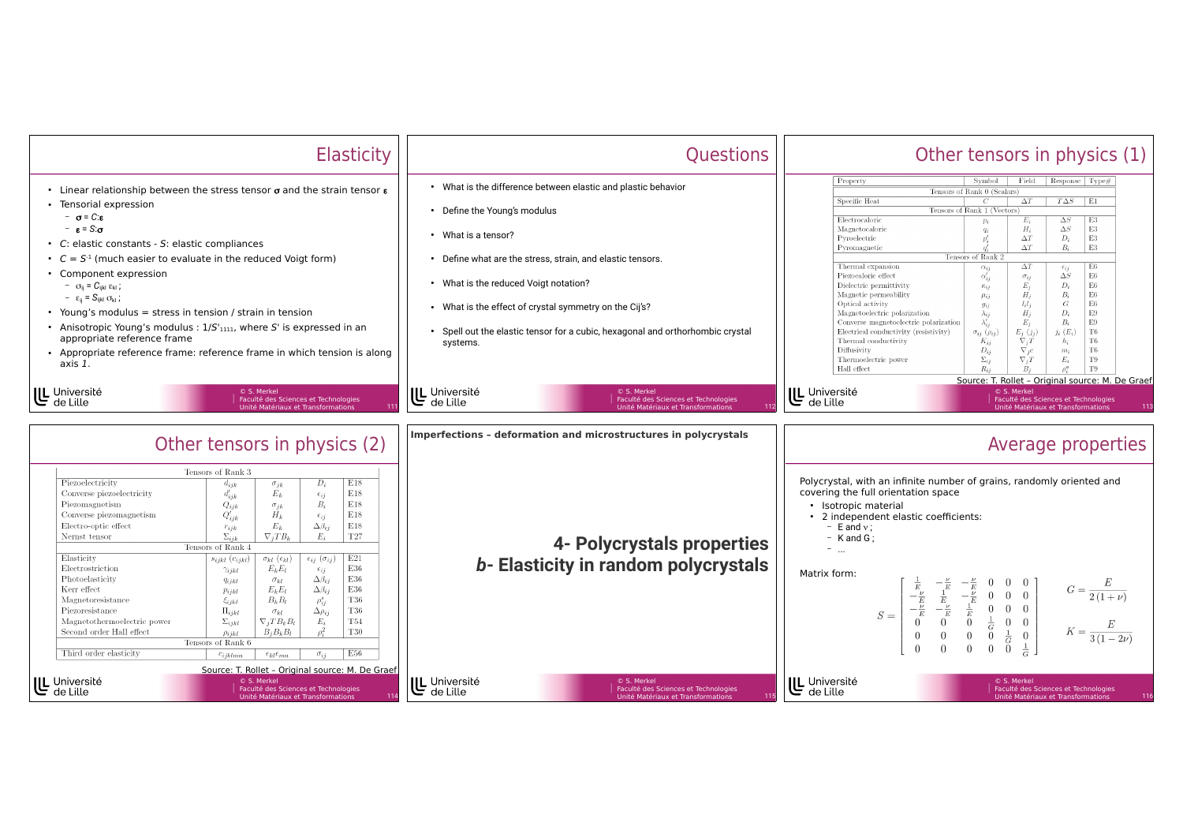# Elasticity

- Linear relationship between the stress tensor $\boldsymbol{\sigma}$ and the strain tensor $\boldsymbol{\varepsilon}$
- Tensorial expression
  - $\boldsymbol{\sigma} = C{:}\boldsymbol{\varepsilon}$
  - $\boldsymbol{\varepsilon} = S{:}\boldsymbol{\sigma}$
- *C*: elastic constants - *S*: elastic compliances
- $C = S^{-1}$ (much easier to evaluate in the reduced Voigt form)
- Component expression
  - $\sigma_{ij} = C_{ijkl}\, \varepsilon_{kl}$ ;
  - $\varepsilon_{ij} = S_{ijkl}\, \sigma_{kl}$ ;
- Young's modulus = stress in tension / strain in tension
- Anisotropic Young's modulus : $1/S'_{1111}$, where $S'$ is expressed in an appropriate reference frame
- Appropriate reference frame: reference frame in which tension is along axis *1*.

# Questions

- What is the difference between elastic and plastic behavior
- Define the Young's modulus
- What is a tensor?
- Define what are the stress, strain, and elastic tensors.
- What is the reduced Voigt notation?
- What is the effect of crystal symmetry on the Cij's?
- Spell out the elastic tensor for a cubic, hexagonal and orthorhombic crystal systems.

# Other tensors in physics (1)

| Property | Symbol | Field | Response | Type# |
|---|---|---|---|---|
| Tensors of Rank 0 (Scalars) | | | | |
| Specific Heat | $C$ | $\Delta T$ | $T\Delta S$ | E1 |
| Tensors of Rank 1 (Vectors) | | | | |
| Electrocaloric | $p_i$ | $E_i$ | $\Delta S$ | E3 |
| Magnetocaloric | $q_i$ | $H_i$ | $\Delta S$ | E3 |
| Pyroelectric | $p'_i$ | $\Delta T$ | $D_i$ | E3 |
| Pyromagnetic | $q'_i$ | $\Delta T$ | $B_i$ | E3 |
| Tensors of Rank 2 | | | | |
| Thermal expansion | $\alpha_{ij}$ | $\Delta T$ | $\epsilon_{ij}$ | E6 |
| Piezocaloric effect | $\alpha'_{ij}$ | $\sigma_{ij}$ | $\Delta S$ | E6 |
| Dielectric permittivity | $\kappa_{ij}$ | $E_j$ | $D_i$ | E6 |
| Magnetic permeability | $\mu_{ij}$ | $H_j$ | $B_i$ | E6 |
| Optical activity | $g_{ij}$ | $l_i l_j$ | $G$ | E6 |
| Magnetoelectric polarization | $\lambda_{ij}$ | $H_j$ | $D_i$ | E9 |
| Converse magnetoelectric polarization | $\lambda'_{ij}$ | $E_j$ | $B_i$ | E9 |
| Electrical conductivity (resistivity) | $\sigma_{ij}$ ($\rho_{ij}$) | $E_j$ ($j_j$) | $j_i$ ($E_i$) | T6 |
| Thermal conductivity | $K_{ij}$ | $\nabla_j T$ | $h_i$ | T6 |
| Diffusivity | $D_{ij}$ | $\nabla_j c$ | $m_i$ | T6 |
| Thermoelectric power | $\Sigma_{ij}$ | $\nabla_j T$ | $E_i$ | T9 |
| Hall effect | $R_{ij}$ | $B_j$ | $\rho^a_i$ | T9 |

Source: T. Rollet – Original source: M. De Graef

# Other tensors in physics (2)

| Property | Symbol | Field | Response | Type# |
|---|---|---|---|---|
| Tensors of Rank 3 | | | | |
| Piezoelectricity | $d_{ijk}$ | $\sigma_{jk}$ | $D_i$ | E18 |
| Converse piezoelectricity | $d'_{ijk}$ | $E_k$ | $\epsilon_{ij}$ | E18 |
| Piezomagnetism | $Q_{ijk}$ | $\sigma_{jk}$ | $B_i$ | E18 |
| Converse piezomagnetism | $Q'_{ijk}$ | $H_k$ | $\epsilon_{ij}$ | E18 |
| Electro-optic effect | $r_{ijk}$ | $E_k$ | $\Delta\beta_{ij}$ | E18 |
| Nernst tensor | $\Sigma_{ijk}$ | $\nabla_j T B_k$ | $E_i$ | T27 |
| Tensors of Rank 4 | | | | |
| Elasticity | $s_{ijkl}$ ($c_{ijkl}$) | $\sigma_{kl}$ ($\epsilon_{kl}$) | $\epsilon_{ij}$ ($\sigma_{ij}$) | E21 |
| Electrostriction | $\gamma_{ijkl}$ | $E_k E_l$ | $\epsilon_{ij}$ | E36 |
| Photoelasticity | $q_{ijkl}$ | $\sigma_{kl}$ | $\Delta\beta_{ij}$ | E36 |
| Kerr effect | $p_{ijkl}$ | $E_k E_l$ | $\Delta\beta_{ij}$ | E36 |
| Magnetoresistance | $\xi_{ijkl}$ | $B_k B_l$ | $\rho^s_{ij}$ | T36 |
| Piezoresistance | $\Pi_{ijkl}$ | $\sigma_{kl}$ | $\Delta\rho_{ij}$ | T36 |
| Magnetothermoelectric power | $\Sigma_{ijkl}$ | $\nabla_j T B_k B_l$ | $E_i$ | T54 |
| Second order Hall effect | $\rho_{ijkl}$ | $B_j B_k B_l$ | $\rho^a_i$ | T30 |
| Tensors of Rank 6 | | | | |
| Third order elasticity | $c_{ijklmn}$ | $\epsilon_{kl}\epsilon_{mn}$ | $\sigma_{ij}$ | E56 |

Source: T. Rollet – Original source: M. De Graef

**Imperfections – deformation and microstructures in polycrystals**

# 4- Polycrystals properties
# *b*- Elasticity in random polycrystals

# Average properties

Polycrystal, with an infinite number of grains, randomly oriented and covering the full orientation space

- Isotropic material
- 2 independent elastic coefficients:
  - E and ν ;
  - K and G ;
  - …

Matrix form:

$$
S = \begin{bmatrix}
\frac{1}{E} & -\frac{\nu}{E} & -\frac{\nu}{E} & 0 & 0 & 0 \\
-\frac{\nu}{E} & \frac{1}{E} & -\frac{\nu}{E} & 0 & 0 & 0 \\
-\frac{\nu}{E} & -\frac{\nu}{E} & \frac{1}{E} & 0 & 0 & 0 \\
0 & 0 & 0 & \frac{1}{G} & 0 & 0 \\
0 & 0 & 0 & 0 & \frac{1}{G} & 0 \\
0 & 0 & 0 & 0 & 0 & \frac{1}{G}
\end{bmatrix}
\qquad
G = \frac{E}{2(1+\nu)}
\qquad
K = \frac{E}{3(1-2\nu)}
$$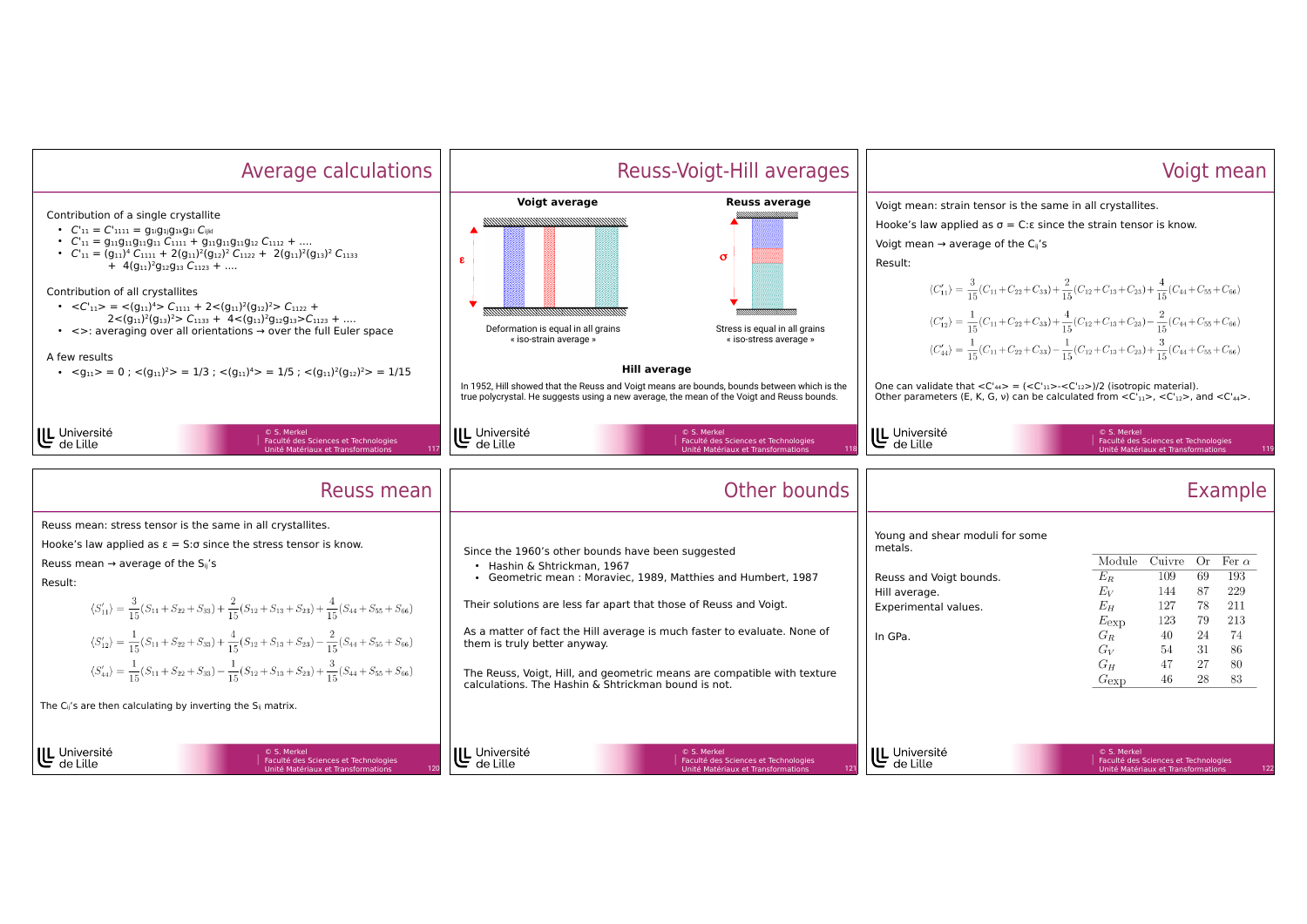## Average calculations

Contribution of a single crystallite

- $C'_{11} = C'_{1111} = g_{1i}g_{1j}g_{1k}g_{1l}\,C_{ijkl}$
- $C'_{11} = g_{11}g_{11}g_{11}g_{11}\,C_{1111} + g_{11}g_{11}g_{11}g_{12}\,C_{1112} + \ldots$
- $C'_{11} = (g_{11})^4\,C_{1111} + 2(g_{11})^2(g_{12})^2\,C_{1122} + 2(g_{11})^2(g_{13})^2\,C_{1133} + 4(g_{11})^2g_{12}g_{13}\,C_{1123} + \ldots$

Contribution of all crystallites

- $<C'_{11}> = <(g_{11})^4>\,C_{1111} + 2<(g_{11})^2(g_{12})^2>\,C_{1122} + 2<(g_{11})^2(g_{13})^2>\,C_{1133} + 4<(g_{11})^2g_{12}g_{13}>C_{1123} + \ldots$
- <>: averaging over all orientations → over the full Euler space

A few results

- $<g_{11}> = 0$ ; $<(g_{11})^2> = 1/3$ ; $<(g_{11})^4> = 1/5$ ; $<(g_{11})^2(g_{12})^2> = 1/15$

## Reuss-Voigt-Hill averages

**Voigt average**

Deformation is equal in all grains « iso-strain average »

**Reuss average**

Stress is equal in all grains « iso-stress average »

**Hill average**

In 1952, Hill showed that the Reuss and Voigt means are bounds, bounds between which is the true polycrystal. He suggests using a new average, the mean of the Voigt and Reuss bounds.

## Voigt mean

Voigt mean: strain tensor is the same in all crystallites.

Hooke's law applied as σ = C:ε since the strain tensor is know.

Voigt mean → average of the $C_{ij}$'s

Result:

$$\langle C'_{11}\rangle = \frac{3}{15}(C_{11}+C_{22}+C_{33})+\frac{2}{15}(C_{12}+C_{13}+C_{23})+\frac{4}{15}(C_{44}+C_{55}+C_{66})$$

$$\langle C'_{12}\rangle = \frac{1}{15}(C_{11}+C_{22}+C_{33})+\frac{4}{15}(C_{12}+C_{13}+C_{23})-\frac{2}{15}(C_{44}+C_{55}+C_{66})$$

$$\langle C'_{44}\rangle = \frac{1}{15}(C_{11}+C_{22}+C_{33})-\frac{1}{15}(C_{12}+C_{13}+C_{23})+\frac{3}{15}(C_{44}+C_{55}+C_{66})$$

One can validate that $<C'_{44}> = (<C'_{11}>-<C'_{12}>)/2$ (isotropic material).
Other parameters (E, K, G, ν) can be calculated from $<C'_{11}>$, $<C'_{12}>$, and $<C'_{44}>$.

## Reuss mean

Reuss mean: stress tensor is the same in all crystallites.

Hooke's law applied as ε = S:σ since the stress tensor is know.

Reuss mean → average of the $S_{ij}$'s

Result:

$$\langle S'_{11}\rangle = \frac{3}{15}(S_{11}+S_{22}+S_{33})+\frac{2}{15}(S_{12}+S_{13}+S_{23})+\frac{4}{15}(S_{44}+S_{55}+S_{66})$$

$$\langle S'_{12}\rangle = \frac{1}{15}(S_{11}+S_{22}+S_{33})+\frac{4}{15}(S_{12}+S_{13}+S_{23})-\frac{2}{15}(S_{44}+S_{55}+S_{66})$$

$$\langle S'_{44}\rangle = \frac{1}{15}(S_{11}+S_{22}+S_{33})-\frac{1}{15}(S_{12}+S_{13}+S_{23})+\frac{3}{15}(S_{44}+S_{55}+S_{66})$$

The $C_{ij}$'s are then calculating by inverting the $S_{ij}$ matrix.

## Other bounds

Since the 1960's other bounds have been suggested

- Hashin & Shtrickman, 1967
- Geometric mean : Moraviec, 1989, Matthies and Humbert, 1987

Their solutions are less far apart that those of Reuss and Voigt.

As a matter of fact the Hill average is much faster to evaluate. None of them is truly better anyway.

The Reuss, Voigt, Hill, and geometric means are compatible with texture calculations. The Hashin & Shtrickman bound is not.

## Example

Young and shear moduli for some metals.

Reuss and Voigt bounds.
Hill average.
Experimental values.

In GPa.

| Module | Cuivre | Or | Fer α |
|---|---|---|---|
| $E_R$ | 109 | 69 | 193 |
| $E_V$ | 144 | 87 | 229 |
| $E_H$ | 127 | 78 | 211 |
| $E_{\exp}$ | 123 | 79 | 213 |
| $G_R$ | 40 | 24 | 74 |
| $G_V$ | 54 | 31 | 86 |
| $G_H$ | 47 | 27 | 80 |
| $G_{\exp}$ | 46 | 28 | 83 |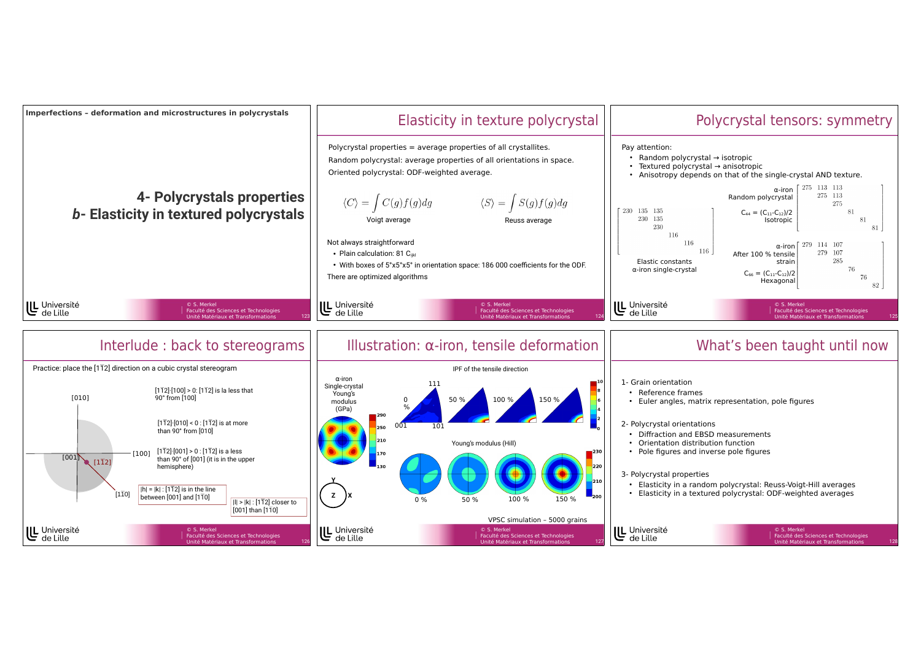**Imperfections – deformation and microstructures in polycrystals**

## 4- Polycrystals properties
## *b*- Elasticity in textured polycrystals

---

## Elasticity in texture polycrystal

Polycrystal properties = average properties of all crystallites.

Random polycrystal: average properties of all orientations in space.

Oriented polycrystal: ODF-weighted average.

$$\langle C \rangle = \int C(g) f(g) dg$$

Voigt average

$$\langle S \rangle = \int S(g) f(g) dg$$

Reuss average

Not always straightforward

- Plain calculation: 81 $C_{ijkl}$
- With boxes of 5°x5°x5° in orientation space: 186 000 coefficients for the ODF.

There are optimized algorithms

---

## Polycrystal tensors: symmetry

Pay attention:

- Random polycrystal → isotropic
- Textured polycrystal → anisotropic
- Anisotropy depends on that of the single-crystal AND texture.

Elastic constants α-iron single-crystal

$$\begin{bmatrix} 230 & 135 & 135 & & & \\ & 230 & 135 & & & \\ & & 230 & & & \\ & & & 116 & & \\ & & & & 116 & \\ & & & & & 116 \end{bmatrix}$$

α-iron Random polycrystal

$C_{44} = (C_{11}-C_{12})/2$ Isotropic

$$\begin{bmatrix} 275 & 113 & 113 & & & \\ & 275 & 113 & & & \\ & & 275 & & & \\ & & & 81 & & \\ & & & & 81 & \\ & & & & & 81 \end{bmatrix}$$

α-iron After 100 % tensile strain

$C_{66} = (C_{11}-C_{12})/2$ Hexagonal

$$\begin{bmatrix} 279 & 114 & 107 & & & \\ & 279 & 107 & & & \\ & & 285 & & & \\ & & & 76 & & \\ & & & & 76 & \\ & & & & & 82 \end{bmatrix}$$

---

## Interlude : back to stereograms

Practice: place the [1$\bar{1}$2] direction on a cubic crystal stereogram

[010]

[100]

[001]

[1$\bar{1}$2]

[1$\bar{1}$0]

[1$\bar{1}$2]·[100] > 0: [1$\bar{1}$2] is la less that 90° from [100]

[1$\bar{1}$2]·[010] < 0 : [1$\bar{1}$2] is at more than 90° of [010]

[1$\bar{1}$2]·[001] > 0 : [1$\bar{1}$2] is a less than 90° of [001] (it is in the upper hemisphere)

|h| = |k| : [1$\bar{1}$2] is in the line between [001] and [1$\bar{1}$0]

|l| > |k| : [1$\bar{1}$2] closer to [001] than [1$\bar{1}$0]

---

## Illustration: α-iron, tensile deformation

α-iron Single-crystal Young's modulus (GPa)

290
250
210
170
130

Y
Z
X

IPF of the tensile direction

111

0 %

50 %

100 %

150 %

001

101

10
8
6
4
2
0

Young's modulus (Hill)

0 %

50 %

100 %

150 %

230
220
210
200

VPSC simulation – 5000 grains

---

## What's been taught until now

1- Grain orientation

- Reference frames
- Euler angles, matrix representation, pole figures

2- Polycrystal orientations

- Diffraction and EBSD measurements
- Orientation distribution function
- Pole figures and inverse pole figures

3- Polycrystal properties

- Elasticity in a random polycrystal: Reuss-Voigt-Hill averages
- Elasticity in a textured polycrystal: ODF-weighted averages